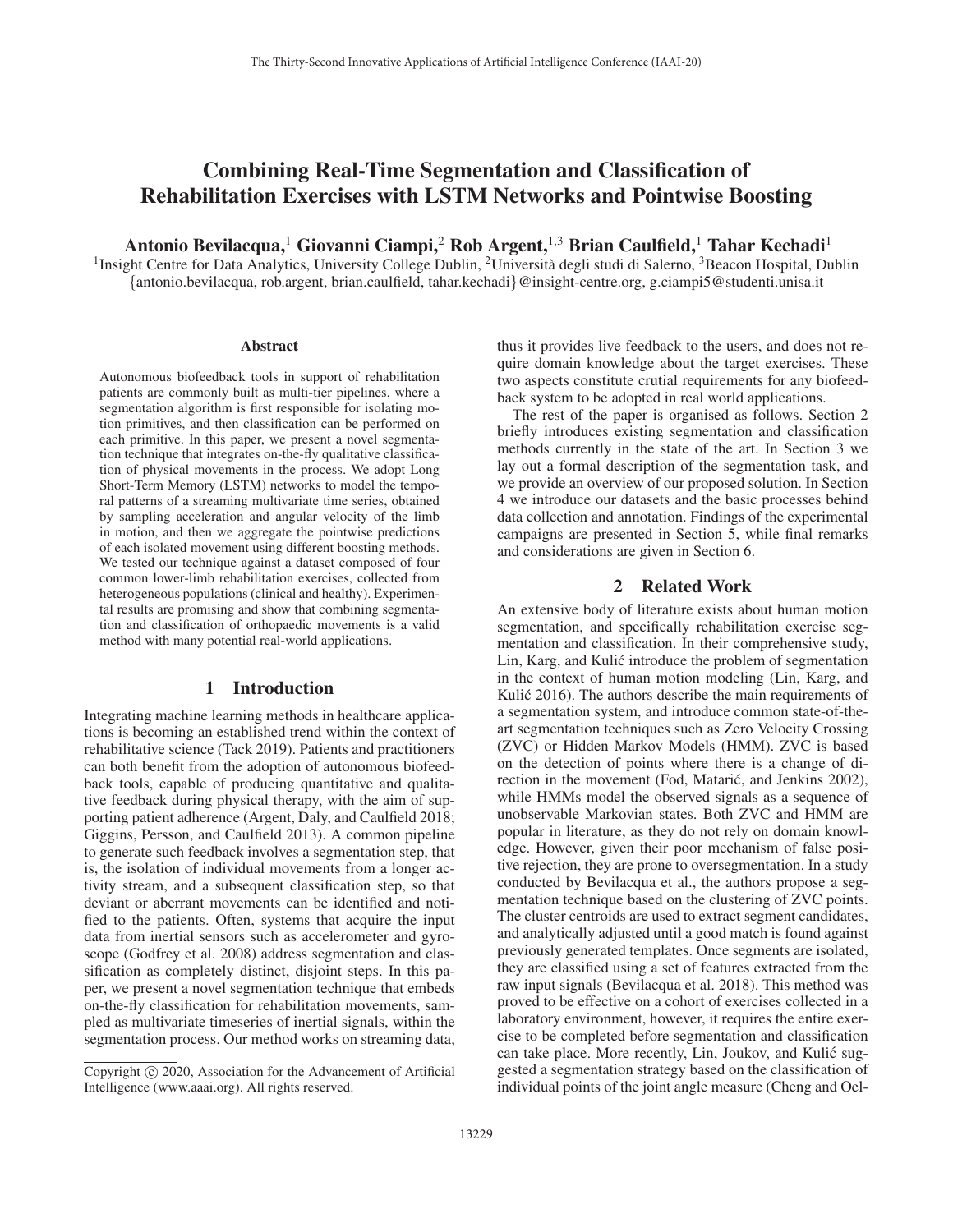# Combining Real-Time Segmentation and Classification of Rehabilitation Exercises with LSTM Networks and Pointwise Boosting

**Antonio Bevilacqua,[1] Giovanni Ciampi,[2] Rob Argent,[1,3] Brian Caulfield,[1] Tahar Kechadi[1]**

[1]Insight Centre for Data Analytics, University College Dublin, [2]Università degli studi di Salerno, [3]Beacon Hospital, Dublin
{antonio.bevilacqua, rob.argent, brian.caulfield, tahar.kechadi}@insight-centre.org, g.ciampi5@studenti.unisa.it

## Abstract

Autonomous biofeedback tools in support of rehabilitation patients are commonly built as multi-tier pipelines, where a segmentation algorithm is first responsible for isolating motion primitives, and then classification can be performed on each primitive. In this paper, we present a novel segmentation technique that integrates on-the-fly qualitative classification of physical movements in the process. We adopt Long Short-Term Memory (LSTM) networks to model the temporal patterns of a streaming multivariate time series, obtained by sampling acceleration and angular velocity of the limb in motion, and then we aggregate the pointwise predictions of each isolated movement using different boosting methods. We tested our technique against a dataset composed of four common lower-limb rehabilitation exercises, collected from heterogeneous populations (clinical and healthy). Experimental results are promising and show that combining segmentation and classification of orthopaedic movements is a valid method with many potential real-world applications.

## 1 Introduction

Integrating machine learning methods in healthcare applications is becoming an established trend within the context of rehabilitative science (Tack 2019). Patients and practitioners can both benefit from the adoption of autonomous biofeedback tools, capable of producing quantitative and qualitative feedback during physical therapy, with the aim of supporting patient adherence (Argent, Daly, and Caulfield 2018; Giggins, Persson, and Caulfield 2013). A common pipeline to generate such feedback involves a segmentation step, that is, the isolation of individual movements from a longer activity stream, and a subsequent classification step, so that deviant or aberrant movements can be identified and notified to the patients. Often, systems that acquire the input data from inertial sensors such as accelerometer and gyroscope (Godfrey et al. 2008) address segmentation and classification as completely distinct, disjoint steps. In this paper, we present a novel segmentation technique that embeds on-the-fly classification for rehabilitation movements, sampled as multivariate timeseries of inertial signals, within the segmentation process. Our method works on streaming data, thus it provides live feedback to the users, and does not require domain knowledge about the target exercises. These two aspects constitute crutial requirements for any biofeedback system to be adopted in real world applications.

The rest of the paper is organised as follows. Section 2 briefly introduces existing segmentation and classification methods currently in the state of the art. In Section 3 we lay out a formal description of the segmentation task, and we provide an overview of our proposed solution. In Section 4 we introduce our datasets and the basic processes behind data collection and annotation. Findings of the experimental campaigns are presented in Section 5, while final remarks and considerations are given in Section 6.

## 2 Related Work

An extensive body of literature exists about human motion segmentation, and specifically rehabilitation exercise segmentation and classification. In their comprehensive study, Lin, Karg, and Kulić introduce the problem of segmentation in the context of human motion modeling (Lin, Karg, and Kulić 2016). The authors describe the main requirements of a segmentation system, and introduce common state-of-the-art segmentation techniques such as Zero Velocity Crossing (ZVC) or Hidden Markov Models (HMM). ZVC is based on the detection of points where there is a change of direction in the movement (Fod, Matarić, and Jenkins 2002), while HMMs model the observed signals as a sequence of unobservable Markovian states. Both ZVC and HMM are popular in literature, as they do not rely on domain knowledge. However, given their poor mechanism of false positive rejection, they are prone to oversegmentation. In a study conducted by Bevilacqua et al., the authors propose a segmentation technique based on the clustering of ZVC points. The cluster centroids are used to extract segment candidates, and analytically adjusted until a good match is found against previously generated templates. Once segments are isolated, they are classified using a set of features extracted from the raw input signals (Bevilacqua et al. 2018). This method was proved to be effective on a cohort of exercises collected in a laboratory environment, however, it requires the entire exercise to be completed before segmentation and classification can take place. More recently, Lin, Joukov, and Kulić suggested a segmentation strategy based on the classification of individual points of the joint angle measure (Cheng and Oel-

Copyright © 2020, Association for the Advancement of Artificial Intelligence (www.aaai.org). All rights reserved.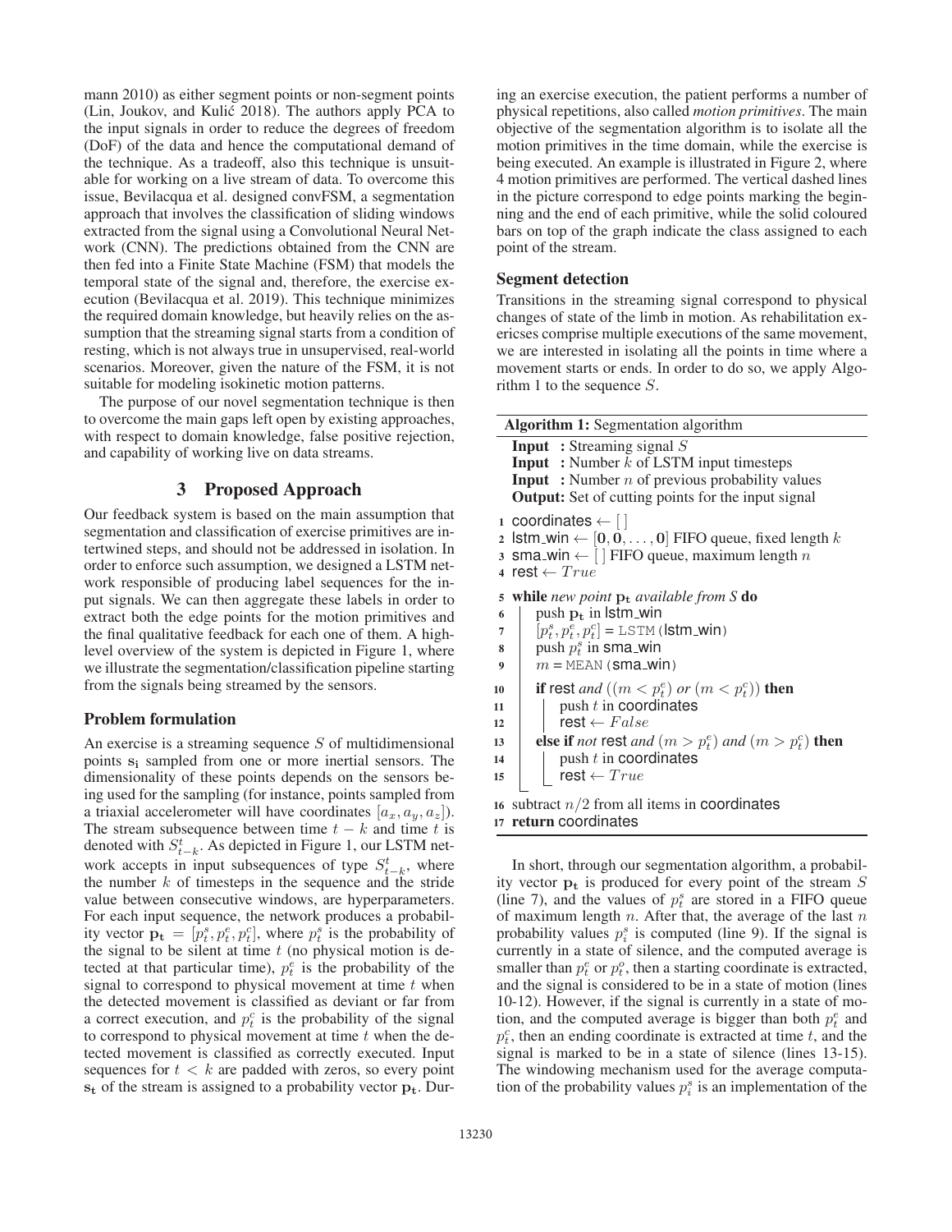mann 2010) as either segment points or non-segment points (Lin, Joukov, and Kulić 2018). The authors apply PCA to the input signals in order to reduce the degrees of freedom (DoF) of the data and hence the computational demand of the technique. As a tradeoff, also this technique is unsuitable for working on a live stream of data. To overcome this issue, Bevilacqua et al. designed convFSM, a segmentation approach that involves the classification of sliding windows extracted from the signal using a Convolutional Neural Network (CNN). The predictions obtained from the CNN are then fed into a Finite State Machine (FSM) that models the temporal state of the signal and, therefore, the exercise execution (Bevilacqua et al. 2019). This technique minimizes the required domain knowledge, but heavily relies on the assumption that the streaming signal starts from a condition of resting, which is not always true in unsupervised, real-world scenarios. Moreover, given the nature of the FSM, it is not suitable for modeling isokinetic motion patterns.

The purpose of our novel segmentation technique is then to overcome the main gaps left open by existing approaches, with respect to domain knowledge, false positive rejection, and capability of working live on data streams.

## 3 Proposed Approach

Our feedback system is based on the main assumption that segmentation and classification of exercise primitives are intertwined steps, and should not be addressed in isolation. In order to enforce such assumption, we designed a LSTM network responsible of producing label sequences for the input signals. We can then aggregate these labels in order to extract both the edge points for the motion primitives and the final qualitative feedback for each one of them. A high-level overview of the system is depicted in Figure 1, where we illustrate the segmentation/classification pipeline starting from the signals being streamed by the sensors.

### Problem formulation

An exercise is a streaming sequence $S$ of multidimensional points $\mathbf{s_i}$ sampled from one or more inertial sensors. The dimensionality of these points depends on the sensors being used for the sampling (for instance, points sampled from a triaxial accelerometer will have coordinates $[a_x, a_y, a_z]$). The stream subsequence between time $t-k$ and time $t$ is denoted with $S_{t-k}^{t}$. As depicted in Figure 1, our LSTM network accepts in input subsequences of type $S_{t-k}^{t}$, where the number $k$ of timesteps in the sequence and the stride value between consecutive windows, are hyperparameters. For each input sequence, the network produces a probability vector $\mathbf{p_t} = [p_t^s, p_t^e, p_t^c]$, where $p_t^s$ is the probability of the signal to be silent at time $t$ (no physical motion is detected at that particular time), $p_t^e$ is the probability of the signal to correspond to physical movement at time $t$ when the detected movement is classified as deviant or far from a correct execution, and $p_t^c$ is the probability of the signal to correspond to physical movement at time $t$ when the detected movement is classified as correctly executed. Input sequences for $t < k$ are padded with zeros, so every point $\mathbf{s_t}$ of the stream is assigned to a probability vector $\mathbf{p_t}$. During an exercise execution, the patient performs a number of physical repetitions, also called *motion primitives*. The main objective of the segmentation algorithm is to isolate all the motion primitives in the time domain, while the exercise is being executed. An example is illustrated in Figure 2, where 4 motion primitives are performed. The vertical dashed lines in the picture correspond to edge points marking the beginning and the end of each primitive, while the solid coloured bars on top of the graph indicate the class assigned to each point of the stream.

### Segment detection

Transitions in the streaming signal correspond to physical changes of state of the limb in motion. As rehabilitation exericses comprise multiple executions of the same movement, we are interested in isolating all the points in time where a movement starts or ends. In order to do so, we apply Algorithm 1 to the sequence $S$.

**Algorithm 1:** Segmentation algorithm

```
Input  : Streaming signal S
Input  : Number k of LSTM input timesteps
Input  : Number n of previous probability values
Output: Set of cutting points for the input signal

1  coordinates ← [ ]
2  lstm_win ← [0, 0, ..., 0] FIFO queue, fixed length k
3  sma_win ← [ ] FIFO queue, maximum length n
4  rest ← True
5  while new point p_t available from S do
6      push p_t in lstm_win
7      [p_t^s, p_t^e, p_t^c] = LSTM(lstm_win)
8      push p_t^s in sma_win
9      m = MEAN(sma_win)
10     if rest and ((m < p_t^e) or (m < p_t^c)) then
11         push t in coordinates
12         rest ← False
13     else if not rest and (m > p_t^e) and (m > p_t^c) then
14         push t in coordinates
15         rest ← True
16 subtract n/2 from all items in coordinates
17 return coordinates
```

In short, through our segmentation algorithm, a probability vector $\mathbf{p_t}$ is produced for every point of the stream $S$ (line 7), and the values of $p_t^s$ are stored in a FIFO queue of maximum length $n$. After that, the average of the last $n$ probability values $p_i^s$ is computed (line 9). If the signal is currently in a state of silence, and the computed average is smaller than $p_t^e$ or $p_t^o$, then a starting coordinate is extracted, and the signal is considered to be in a state of motion (lines 10-12). However, if the signal is currently in a state of motion, and the computed average is bigger than both $p_t^e$ and $p_t^c$, then an ending coordinate is extracted at time $t$, and the signal is marked to be in a state of silence (lines 13-15). The windowing mechanism used for the average computation of the probability values $p_i^s$ is an implementation of the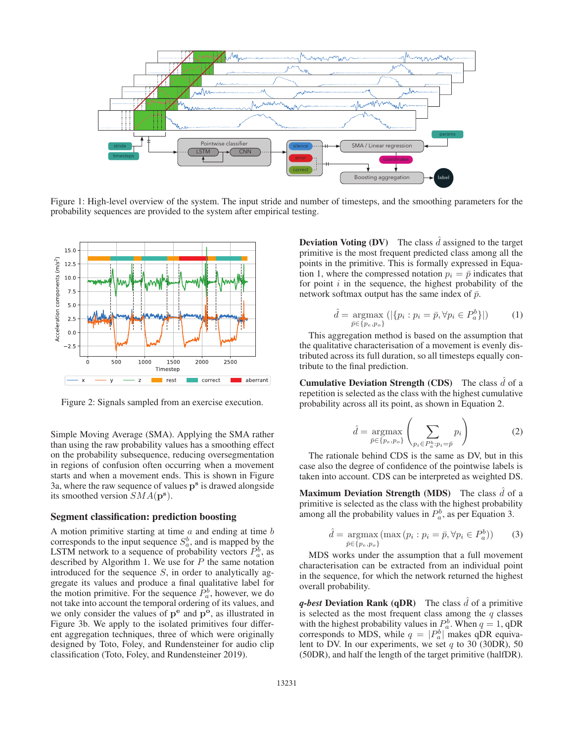Figure 1: High-level overview of the system. The input stride and number of timesteps, and the smoothing parameters for the probability sequences are provided to the system after empirical testing.

Figure 2: Signals sampled from an exercise execution.

Simple Moving Average (SMA). Applying the SMA rather than using the raw probability values has a smoothing effect on the probability subsequence, reducing oversegmentation in regions of confusion often occurring when a movement starts and when a movement ends. This is shown in Figure 3a, where the raw sequence of values $\mathbf{p^s}$ is drawed alongside its smoothed version $SMA(\mathbf{p^s})$.

## Segment classification: prediction boosting

A motion primitive starting at time $a$ and ending at time $b$ corresponds to the input sequence $S_a^b$, and is mapped by the LSTM network to a sequence of probability vectors $P_a^b$, as described by Algorithm 1. We use for $P$ the same notation introduced for the sequence $S$, in order to analytically aggregate its values and produce a final qualitative label for the motion primitive. For the sequence $P_a^b$, however, we do not take into account the temporal ordering of its values, and we only consider the values of $\mathbf{p^e}$ and $\mathbf{p^o}$, as illustrated in Figure 3b. We apply to the isolated primitives four different aggregation techniques, three of which were originally designed by Toto, Foley, and Rundensteiner for audio clip classification (Toto, Foley, and Rundensteiner 2019).

**Deviation Voting (DV)** The class $\hat{d}$ assigned to the target primitive is the most frequent predicted class among all the points in the primitive. This is formally expressed in Equation 1, where the compressed notation $p_i = \bar{p}$ indicates that for point $i$ in the sequence, the highest probability of the network softmax output has the same index of $\bar{p}$.

$$\hat{d} = \underset{\bar{p} \in \{p_e, p_o\}}{\operatorname{argmax}} \left( |\{p_i : p_i = \bar{p}, \forall p_i \in P_a^b\}| \right) \tag{1}$$

This aggregation method is based on the assumption that the qualitative characterisation of a movement is evenly distributed across its full duration, so all timesteps equally contribute to the final prediction.

**Cumulative Deviation Strength (CDS)** The class $\hat{d}$ of a repetition is selected as the class with the highest cumulative probability across all its point, as shown in Equation 2.

$$\hat{d} = \underset{\bar{p} \in \{p_e, p_o\}}{\operatorname{argmax}} \left( \sum_{p_i \in P_a^b : p_i = \bar{p}} p_i \right) \tag{2}$$

The rationale behind CDS is the same as DV, but in this case also the degree of confidence of the pointwise labels is taken into account. CDS can be interpreted as weighted DS.

**Maximum Deviation Strength (MDS)** The class $\hat{d}$ of a primitive is selected as the class with the highest probability among all the probability values in $P_a^b$, as per Equation 3.

$$\hat{d} = \underset{\bar{p} \in \{p_e, p_o\}}{\operatorname{argmax}} \left( \max\left(p_i : p_i = \bar{p}, \forall p_i \in P_a^b\right) \right) \tag{3}$$

MDS works under the assumption that a full movement characterisation can be extracted from an individual point in the sequence, for which the network returned the highest overall probability.

***q*-best Deviation Rank (qDR)** The class $\hat{d}$ of a primitive is selected as the most frequent class among the $q$ classes with the highest probability values in $P_a^b$. When $q = 1$, qDR corresponds to MDS, while $q = |P_a^b|$ makes qDR equivalent to DV. In our experiments, we set $q$ to 30 (30DR), 50 (50DR), and half the length of the target primitive (halfDR).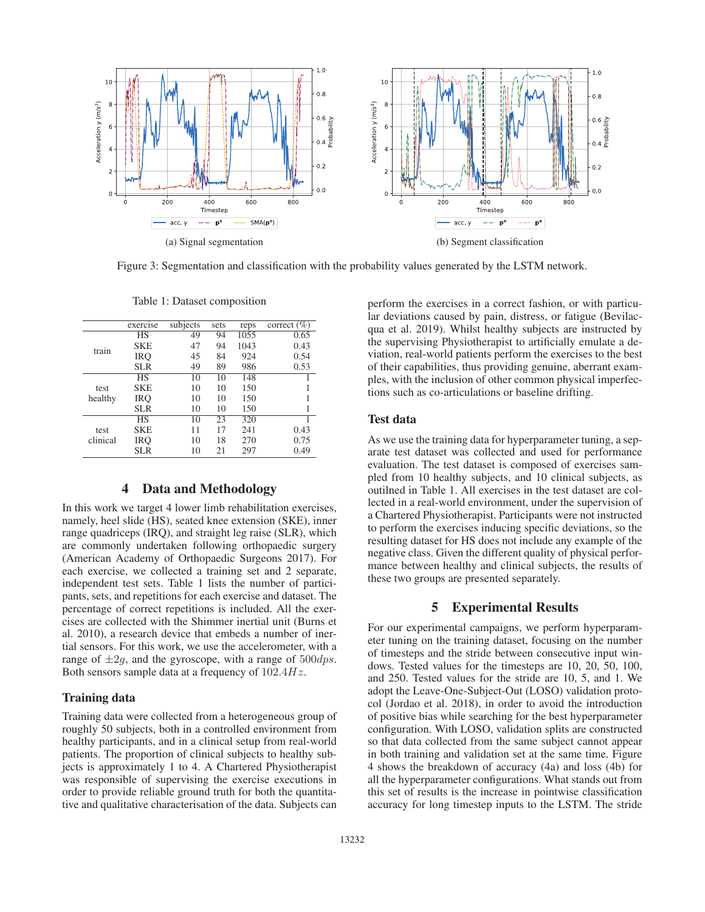(a) Signal segmentation

(b) Segment classification

Figure 3: Segmentation and classification with the probability values generated by the LSTM network.

Table 1: Dataset composition

| | exercise | subjects | sets | reps | correct (%) |
|---|---|---|---|---|---|
| train | HS | 49 | 94 | 1055 | 0.65 |
| | SKE | 47 | 94 | 1043 | 0.43 |
| | IRQ | 45 | 84 | 924 | 0.54 |
| | SLR | 49 | 89 | 986 | 0.53 |
| test healthy | HS | 10 | 10 | 148 | 1 |
| | SKE | 10 | 10 | 150 | 1 |
| | IRQ | 10 | 10 | 150 | 1 |
| | SLR | 10 | 10 | 150 | 1 |
| test clinical | HS | 10 | 23 | 320 | 1 |
| | SKE | 11 | 17 | 241 | 0.43 |
| | IRQ | 10 | 18 | 270 | 0.75 |
| | SLR | 10 | 21 | 297 | 0.49 |

## 4 Data and Methodology

In this work we target 4 lower limb rehabilitation exercises, namely, heel slide (HS), seated knee extension (SKE), inner range quadriceps (IRQ), and straight leg raise (SLR), which are commonly undertaken following orthopaedic surgery (American Academy of Orthopaedic Surgeons 2017). For each exercise, we collected a training set and 2 separate, independent test sets. Table 1 lists the number of participants, sets, and repetitions for each exercise and dataset. The percentage of correct repetitions is included. All the exercises are collected with the Shimmer inertial unit (Burns et al. 2010), a research device that embeds a number of inertial sensors. For this work, we use the accelerometer, with a range of $\pm 2g$, and the gyroscope, with a range of $500dps$. Both sensors sample data at a frequency of $102.4Hz$.

### Training data

Training data were collected from a heterogeneous group of roughly 50 subjects, both in a controlled environment from healthy participants, and in a clinical setup from real-world patients. The proportion of clinical subjects to healthy subjects is approximately 1 to 4. A Chartered Physiotherapist was responsible of supervising the exercise executions in order to provide reliable ground truth for both the quantitative and qualitative characterisation of the data. Subjects can perform the exercises in a correct fashion, or with particular deviations caused by pain, distress, or fatigue (Bevilacqua et al. 2019). Whilst healthy subjects are instructed by the supervising Physiotherapist to artificially emulate a deviation, real-world patients perform the exercises to the best of their capabilities, thus providing genuine, aberrant examples, with the inclusion of other common physical imperfections such as co-articulations or baseline drifting.

### Test data

As we use the training data for hyperparameter tuning, a separate test dataset was collected and used for performance evaluation. The test dataset is composed of exercises sampled from 10 healthy subjects, and 10 clinical subjects, as outilned in Table 1. All exercises in the test dataset are collected in a real-world environment, under the supervision of a Chartered Physiotherapist. Participants were not instructed to perform the exercises inducing specific deviations, so the resulting dataset for HS does not include any example of the negative class. Given the different quality of physical performance between healthy and clinical subjects, the results of these two groups are presented separately.

## 5 Experimental Results

For our experimental campaigns, we perform hyperparameter tuning on the training dataset, focusing on the number of timesteps and the stride between consecutive input windows. Tested values for the timesteps are 10, 20, 50, 100, and 250. Tested values for the stride are 10, 5, and 1. We adopt the Leave-One-Subject-Out (LOSO) validation protocol (Jordao et al. 2018), in order to avoid the introduction of positive bias while searching for the best hyperparameter configuration. With LOSO, validation splits are constructed so that data collected from the same subject cannot appear in both training and validation set at the same time. Figure 4 shows the breakdown of accuracy (4a) and loss (4b) for all the hyperparameter configurations. What stands out from this set of results is the increase in pointwise classification accuracy for long timestep inputs to the LSTM. The stride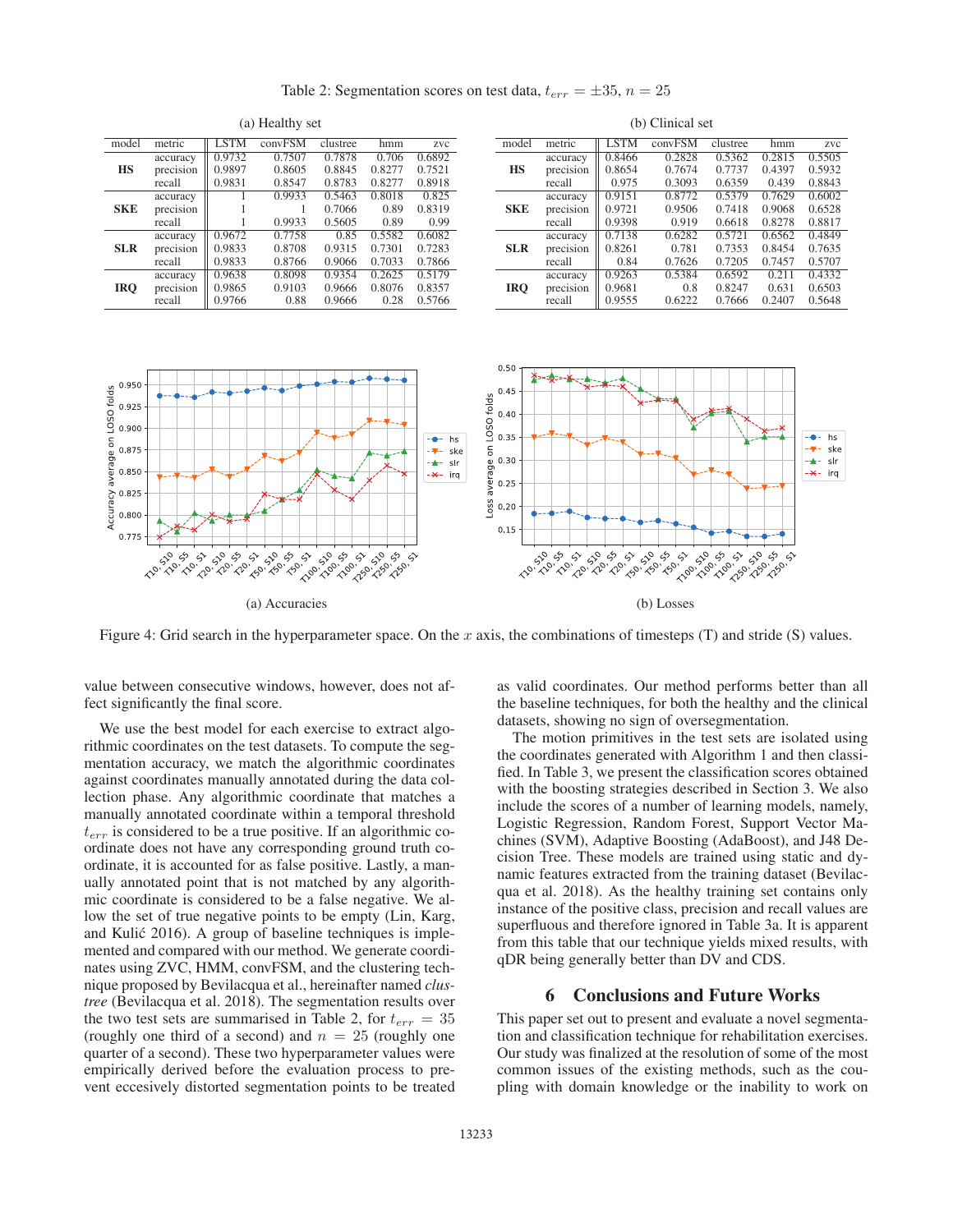Table 2: Segmentation scores on test data, $t_{err} = \pm 35$, $n = 25$

(a) Healthy set

| model | metric | LSTM | convFSM | clustree | hmm | zvc |
|---|---|---|---|---|---|---|
| **HS** | accuracy | 0.9732 | 0.7507 | 0.7878 | 0.706 | 0.6892 |
| | precision | 0.9897 | 0.8605 | 0.8845 | 0.8277 | 0.7521 |
| | recall | 0.9831 | 0.8547 | 0.8783 | 0.8277 | 0.8918 |
| **SKE** | accuracy | 1 | 0.9933 | 0.5463 | 0.8018 | 0.825 |
| | precision | 1 | 1 | 0.7066 | 0.89 | 0.8319 |
| | recall | 1 | 0.9933 | 0.5605 | 0.89 | 0.99 |
| **SLR** | accuracy | 0.9672 | 0.7758 | 0.85 | 0.5582 | 0.6082 |
| | precision | 0.9833 | 0.8708 | 0.9315 | 0.7301 | 0.7283 |
| | recall | 0.9833 | 0.8766 | 0.9066 | 0.7033 | 0.7866 |
| **IRQ** | accuracy | 0.9638 | 0.8098 | 0.9354 | 0.2625 | 0.5179 |
| | precision | 0.9865 | 0.9103 | 0.9666 | 0.8076 | 0.8357 |
| | recall | 0.9766 | 0.88 | 0.9666 | 0.28 | 0.5766 |

(b) Clinical set

| model | metric | LSTM | convFSM | clustree | hmm | zvc |
|---|---|---|---|---|---|---|
| **HS** | accuracy | 0.8466 | 0.2828 | 0.5362 | 0.2815 | 0.5505 |
| | precision | 0.8654 | 0.7674 | 0.7737 | 0.4397 | 0.5932 |
| | recall | 0.975 | 0.3093 | 0.6359 | 0.439 | 0.8843 |
| **SKE** | accuracy | 0.9151 | 0.8772 | 0.5379 | 0.7629 | 0.6002 |
| | precision | 0.9721 | 0.9506 | 0.7418 | 0.9068 | 0.6528 |
| | recall | 0.9398 | 0.919 | 0.6618 | 0.8278 | 0.8817 |
| **SLR** | accuracy | 0.7138 | 0.6282 | 0.5721 | 0.6562 | 0.4849 |
| | precision | 0.8261 | 0.781 | 0.7353 | 0.8454 | 0.7635 |
| | recall | 0.84 | 0.7626 | 0.7205 | 0.7457 | 0.5707 |
| **IRQ** | accuracy | 0.9263 | 0.5384 | 0.6592 | 0.211 | 0.4332 |
| | precision | 0.9681 | 0.8 | 0.8247 | 0.631 | 0.6503 |
| | recall | 0.9555 | 0.6222 | 0.7666 | 0.2407 | 0.5648 |

(a) Accuracies

(b) Losses

Figure 4: Grid search in the hyperparameter space. On the $x$ axis, the combinations of timesteps (T) and stride (S) values.

value between consecutive windows, however, does not affect significantly the final score.

We use the best model for each exercise to extract algorithmic coordinates on the test datasets. To compute the segmentation accuracy, we match the algorithmic coordinates against coordinates manually annotated during the data collection phase. Any algorithmic coordinate that matches a manually annotated coordinate within a temporal threshold $t_{err}$ is considered to be a true positive. If an algorithmic coordinate does not have any corresponding ground truth coordinate, it is accounted for as false positive. Lastly, a manually annotated point that is not matched by any algorithmic coordinate is considered to be a false negative. We allow the set of true negative points to be empty (Lin, Karg, and Kulić 2016). A group of baseline techniques is implemented and compared with our method. We generate coordinates using ZVC, HMM, convFSM, and the clustering technique proposed by Bevilacqua et al., hereinafter named *clustree* (Bevilacqua et al. 2018). The segmentation results over the two test sets are summarised in Table 2, for $t_{err} = 35$ (roughly one third of a second) and $n = 25$ (roughly one quarter of a second). These two hyperparameter values were empirically derived before the evaluation process to prevent eccesively distorted segmentation points to be treated as valid coordinates. Our method performs better than all the baseline techniques, for both the healthy and the clinical datasets, showing no sign of oversegmentation.

The motion primitives in the test sets are isolated using the coordinates generated with Algorithm 1 and then classified. In Table 3, we present the classification scores obtained with the boosting strategies described in Section 3. We also include the scores of a number of learning models, namely, Logistic Regression, Random Forest, Support Vector Machines (SVM), Adaptive Boosting (AdaBoost), and J48 Decision Tree. These models are trained using static and dynamic features extracted from the training dataset (Bevilacqua et al. 2018). As the healthy training set contains only instance of the positive class, precision and recall values are superfluous and therefore ignored in Table 3a. It is apparent from this table that our technique yields mixed results, with qDR being generally better than DV and CDS.

## 6 Conclusions and Future Works

This paper set out to present and evaluate a novel segmentation and classification technique for rehabilitation exercises. Our study was finalized at the resolution of some of the most common issues of the existing methods, such as the coupling with domain knowledge or the inability to work on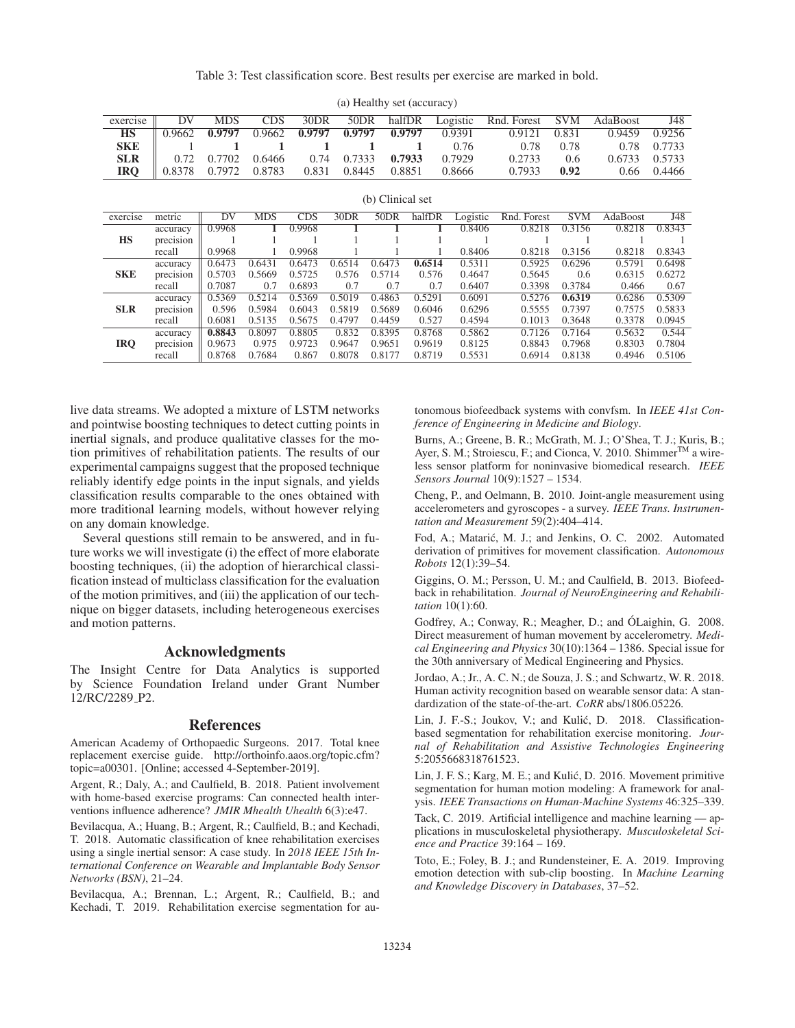Table 3: Test classification score. Best results per exercise are marked in bold.

(a) Healthy set (accuracy)

| exercise | DV | MDS | CDS | 30DR | 50DR | halfDR | Logistic | Rnd. Forest | SVM | AdaBoost | J48 |
|---|---|---|---|---|---|---|---|---|---|---|---|
| **HS** | 0.9662 | **0.9797** | 0.9662 | **0.9797** | **0.9797** | **0.9797** | 0.9391 | 0.9121 | 0.831 | 0.9459 | 0.9256 |
| **SKE** | 1 | **1** | **1** | **1** | **1** | **1** | 0.76 | 0.78 | 0.78 | 0.78 | 0.7733 |
| **SLR** | 0.72 | 0.7702 | 0.6466 | 0.74 | 0.7333 | **0.7933** | 0.7929 | 0.2733 | 0.6 | 0.6733 | 0.5733 |
| **IRQ** | 0.8378 | 0.7972 | 0.8783 | 0.831 | 0.8445 | 0.8851 | 0.8666 | 0.7933 | **0.92** | 0.66 | 0.4466 |

(b) Clinical set

| exercise | metric | DV | MDS | CDS | 30DR | 50DR | halfDR | Logistic | Rnd. Forest | SVM | AdaBoost | J48 |
|---|---|---|---|---|---|---|---|---|---|---|---|---|
| **HS** | accuracy | 0.9968 | **1** | 0.9968 | **1** | **1** | **1** | 0.8406 | 0.8218 | 0.3156 | 0.8218 | 0.8343 |
| | precision | 1 | 1 | 1 | 1 | 1 | 1 | 1 | 1 | 1 | 1 | 1 |
| | recall | 0.9968 | 1 | 0.9968 | 1 | 1 | 1 | 0.8406 | 0.8218 | 0.3156 | 0.8218 | 0.8343 |
| **SKE** | accuracy | 0.6473 | 0.6431 | 0.6473 | 0.6514 | 0.6473 | **0.6514** | 0.5311 | 0.5925 | 0.6296 | 0.5791 | 0.6498 |
| | precision | 0.5703 | 0.5669 | 0.5725 | 0.576 | 0.5714 | 0.576 | 0.4647 | 0.5645 | 0.6 | 0.6315 | 0.6272 |
| | recall | 0.7087 | 0.7 | 0.6893 | 0.7 | 0.7 | 0.7 | 0.6407 | 0.3398 | 0.3784 | 0.466 | 0.67 |
| **SLR** | accuracy | 0.5369 | 0.5214 | 0.5369 | 0.5019 | 0.4863 | 0.5291 | 0.6091 | 0.5276 | **0.6319** | 0.6286 | 0.5309 |
| | precision | 0.596 | 0.5984 | 0.6043 | 0.5819 | 0.5689 | 0.6046 | 0.6296 | 0.5555 | 0.7397 | 0.7575 | 0.5833 |
| | recall | 0.6081 | 0.5135 | 0.5675 | 0.4797 | 0.4459 | 0.527 | 0.4594 | 0.1013 | 0.3648 | 0.3378 | 0.0945 |
| **IRQ** | accuracy | **0.8843** | 0.8097 | 0.8805 | 0.832 | 0.8395 | 0.8768 | 0.5862 | 0.7126 | 0.7164 | 0.5632 | 0.544 |
| | precision | 0.9673 | 0.975 | 0.9723 | 0.9647 | 0.9651 | 0.9619 | 0.8125 | 0.8843 | 0.7968 | 0.8303 | 0.7804 |
| | recall | 0.8768 | 0.7684 | 0.867 | 0.8078 | 0.8177 | 0.8719 | 0.5531 | 0.6914 | 0.8138 | 0.4946 | 0.5106 |

live data streams. We adopted a mixture of LSTM networks and pointwise boosting techniques to detect cutting points in inertial signals, and produce qualitative classes for the motion primitives of rehabilitation patients. The results of our experimental campaigns suggest that the proposed technique reliably identify edge points in the input signals, and yields classification results comparable to the ones obtained with more traditional learning models, without however relying on any domain knowledge.

Several questions still remain to be answered, and in future works we will investigate (i) the effect of more elaborate boosting techniques, (ii) the adoption of hierarchical classification instead of multiclass classification for the evaluation of the motion primitives, and (iii) the application of our technique on bigger datasets, including heterogeneous exercises and motion patterns.

## Acknowledgments

The Insight Centre for Data Analytics is supported by Science Foundation Ireland under Grant Number 12/RC/2289_P2.

## References

American Academy of Orthopaedic Surgeons. 2017. Total knee replacement exercise guide. http://orthoinfo.aaos.org/topic.cfm?topic=a00301. [Online; accessed 4-September-2019].

Argent, R.; Daly, A.; and Caulfield, B. 2018. Patient involvement with home-based exercise programs: Can connected health interventions influence adherence? *JMIR Mhealth Uhealth* 6(3):e47.

Bevilacqua, A.; Huang, B.; Argent, R.; Caulfield, B.; and Kechadi, T. 2018. Automatic classification of knee rehabilitation exercises using a single inertial sensor: A case study. In *2018 IEEE 15th International Conference on Wearable and Implantable Body Sensor Networks (BSN)*, 21–24.

Bevilacqua, A.; Brennan, L.; Argent, R.; Caulfield, B.; and Kechadi, T. 2019. Rehabilitation exercise segmentation for autonomous biofeedback systems with convfsm. In *IEEE 41st Conference of Engineering in Medicine and Biology*.

Burns, A.; Greene, B. R.; McGrath, M. J.; O'Shea, T. J.; Kuris, B.; Ayer, S. M.; Stroiescu, F.; and Cionca, V. 2010. Shimmer™ a wireless sensor platform for noninvasive biomedical research. *IEEE Sensors Journal* 10(9):1527 – 1534.

Cheng, P., and Oelmann, B. 2010. Joint-angle measurement using accelerometers and gyroscopes - a survey. *IEEE Trans. Instrumentation and Measurement* 59(2):404–414.

Fod, A.; Matarić, M. J.; and Jenkins, O. C. 2002. Automated derivation of primitives for movement classification. *Autonomous Robots* 12(1):39–54.

Giggins, O. M.; Persson, U. M.; and Caulfield, B. 2013. Biofeedback in rehabilitation. *Journal of NeuroEngineering and Rehabilitation* 10(1):60.

Godfrey, A.; Conway, R.; Meagher, D.; and ÓLaighin, G. 2008. Direct measurement of human movement by accelerometry. *Medical Engineering and Physics* 30(10):1364 – 1386. Special issue for the 30th anniversary of Medical Engineering and Physics.

Jordao, A.; Jr., A. C. N.; de Souza, J. S.; and Schwartz, W. R. 2018. Human activity recognition based on wearable sensor data: A standardization of the state-of-the-art. *CoRR* abs/1806.05226.

Lin, J. F.-S.; Joukov, V.; and Kulić, D. 2018. Classification-based segmentation for rehabilitation exercise monitoring. *Journal of Rehabilitation and Assistive Technologies Engineering* 5:2055668318761523.

Lin, J. F. S.; Karg, M. E.; and Kulić, D. 2016. Movement primitive segmentation for human motion modeling: A framework for analysis. *IEEE Transactions on Human-Machine Systems* 46:325–339.

Tack, C. 2019. Artificial intelligence and machine learning — applications in musculoskeletal physiotherapy. *Musculoskeletal Science and Practice* 39:164 – 169.

Toto, E.; Foley, B. J.; and Rundensteiner, E. A. 2019. Improving emotion detection with sub-clip boosting. In *Machine Learning and Knowledge Discovery in Databases*, 37–52.